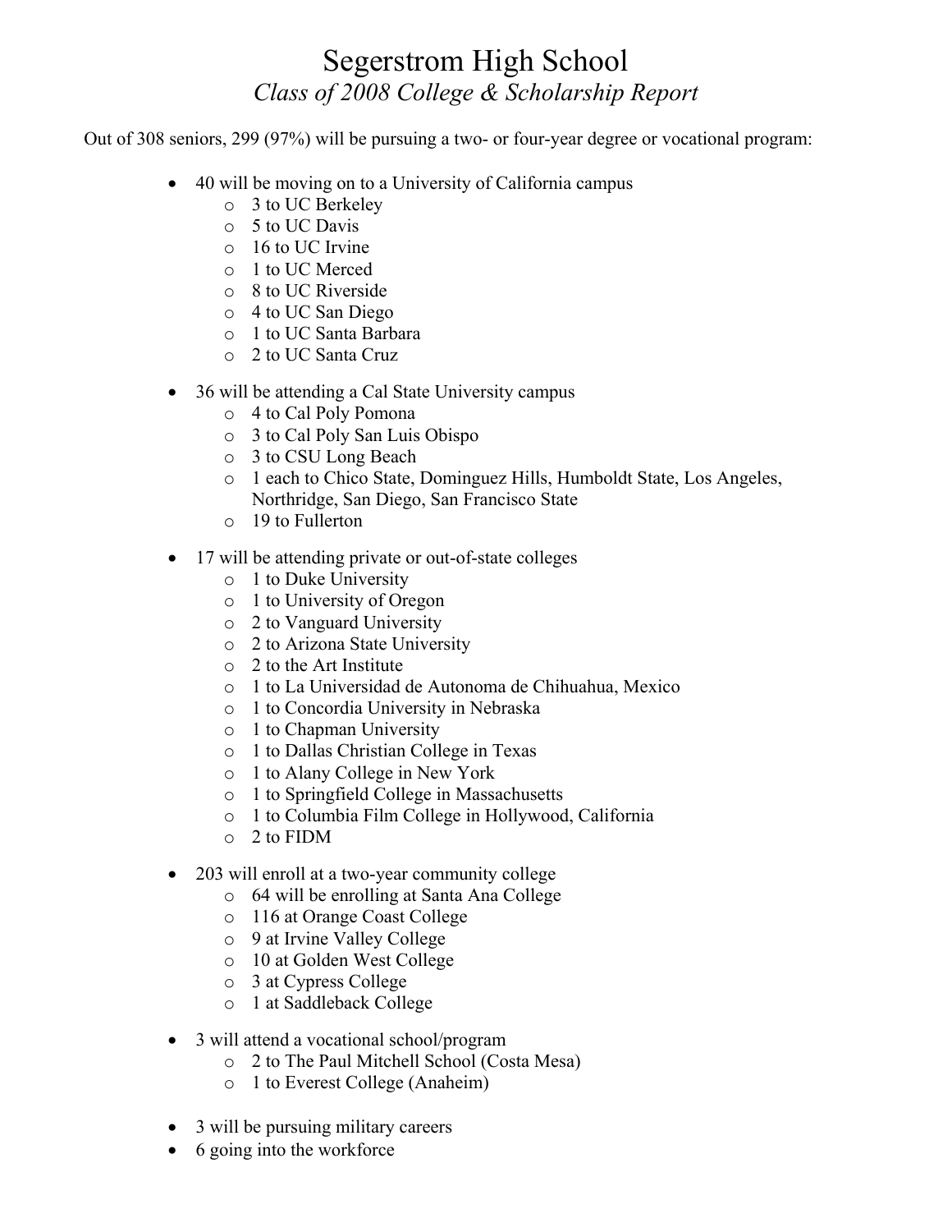# Segerstrom High School

## *Class of 2008 College & Scholarship Report*

Out of 308 seniors, 299 (97%) will be pursuing a two- or four-year degree or vocational program:

- 40 will be moving on to a University of California campus
  - 3 to UC Berkeley
  - 5 to UC Davis
  - 16 to UC Irvine
  - 1 to UC Merced
  - 8 to UC Riverside
  - 4 to UC San Diego
  - 1 to UC Santa Barbara
  - 2 to UC Santa Cruz
- 36 will be attending a Cal State University campus
  - 4 to Cal Poly Pomona
  - 3 to Cal Poly San Luis Obispo
  - 3 to CSU Long Beach
  - 1 each to Chico State, Dominguez Hills, Humboldt State, Los Angeles, Northridge, San Diego, San Francisco State
  - 19 to Fullerton
- 17 will be attending private or out-of-state colleges
  - 1 to Duke University
  - 1 to University of Oregon
  - 2 to Vanguard University
  - 2 to Arizona State University
  - 2 to the Art Institute
  - 1 to La Universidad de Autonoma de Chihuahua, Mexico
  - 1 to Concordia University in Nebraska
  - 1 to Chapman University
  - 1 to Dallas Christian College in Texas
  - 1 to Alany College in New York
  - 1 to Springfield College in Massachusetts
  - 1 to Columbia Film College in Hollywood, California
  - 2 to FIDM
- 203 will enroll at a two-year community college
  - 64 will be enrolling at Santa Ana College
  - 116 at Orange Coast College
  - 9 at Irvine Valley College
  - 10 at Golden West College
  - 3 at Cypress College
  - 1 at Saddleback College
- 3 will attend a vocational school/program
  - 2 to The Paul Mitchell School (Costa Mesa)
  - 1 to Everest College (Anaheim)
- 3 will be pursuing military careers
- 6 going into the workforce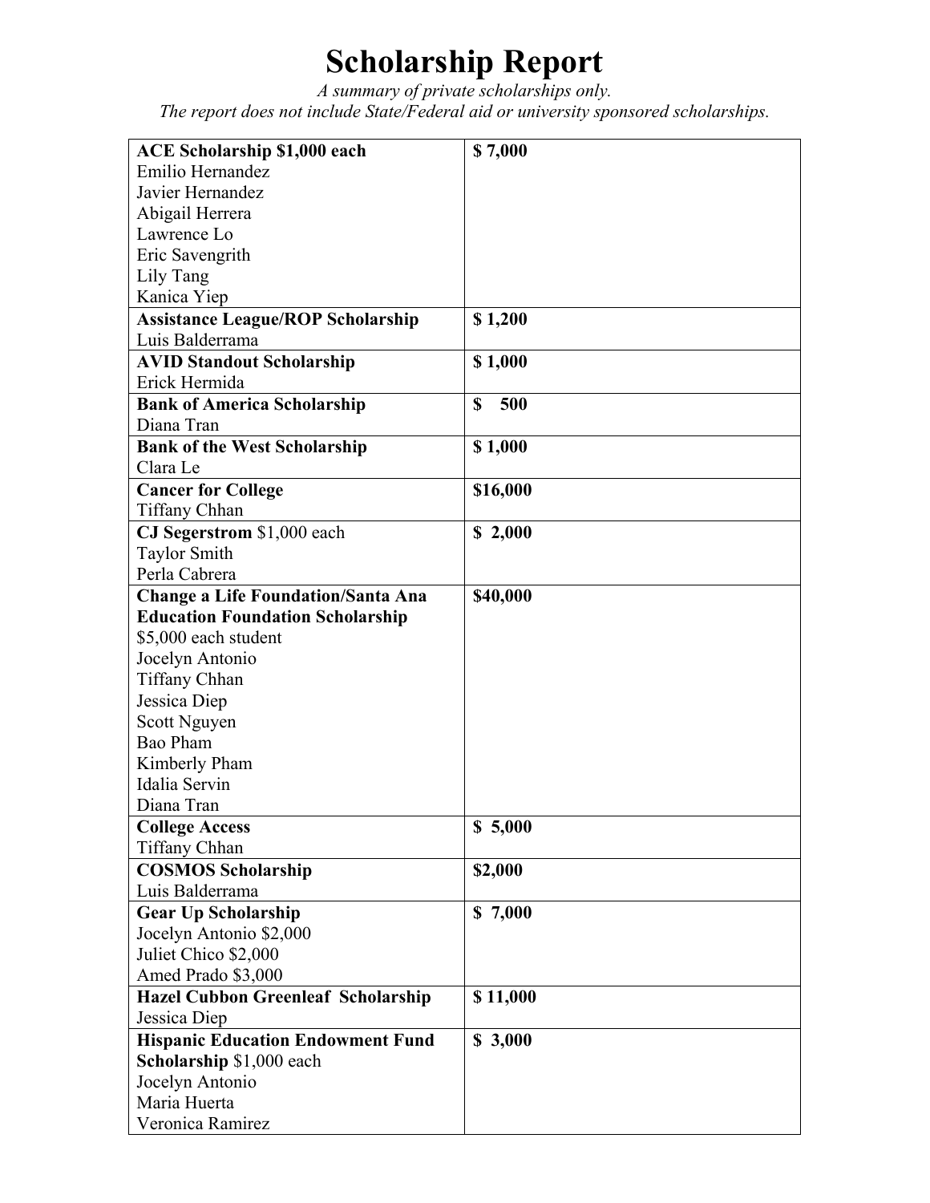# Scholarship Report

*A summary of private scholarships only.*
*The report does not include State/Federal aid or university sponsored scholarships.*

| | |
|---|---|
| **ACE Scholarship $1,000 each**<br>Emilio Hernandez<br>Javier Hernandez<br>Abigail Herrera<br>Lawrence Lo<br>Eric Savengrith<br>Lily Tang<br>Kanica Yiep | **$ 7,000** |
| **Assistance League/ROP Scholarship**<br>Luis Balderrama | **$ 1,200** |
| **AVID Standout Scholarship**<br>Erick Hermida | **$ 1,000** |
| **Bank of America Scholarship**<br>Diana Tran | **$ 500** |
| **Bank of the West Scholarship**<br>Clara Le | **$ 1,000** |
| **Cancer for College**<br>Tiffany Chhan | **$16,000** |
| **CJ Segerstrom** $1,000 each<br>Taylor Smith<br>Perla Cabrera | **$ 2,000** |
| **Change a Life Foundation/Santa Ana Education Foundation Scholarship**<br>$5,000 each student<br>Jocelyn Antonio<br>Tiffany Chhan<br>Jessica Diep<br>Scott Nguyen<br>Bao Pham<br>Kimberly Pham<br>Idalia Servin<br>Diana Tran | **$40,000** |
| **College Access**<br>Tiffany Chhan | **$ 5,000** |
| **COSMOS Scholarship**<br>Luis Balderrama | **$2,000** |
| **Gear Up Scholarship**<br>Jocelyn Antonio $2,000<br>Juliet Chico $2,000<br>Amed Prado $3,000 | **$ 7,000** |
| **Hazel Cubbon Greenleaf Scholarship**<br>Jessica Diep | **$ 11,000** |
| **Hispanic Education Endowment Fund Scholarship** $1,000 each<br>Jocelyn Antonio<br>Maria Huerta<br>Veronica Ramirez | **$ 3,000** |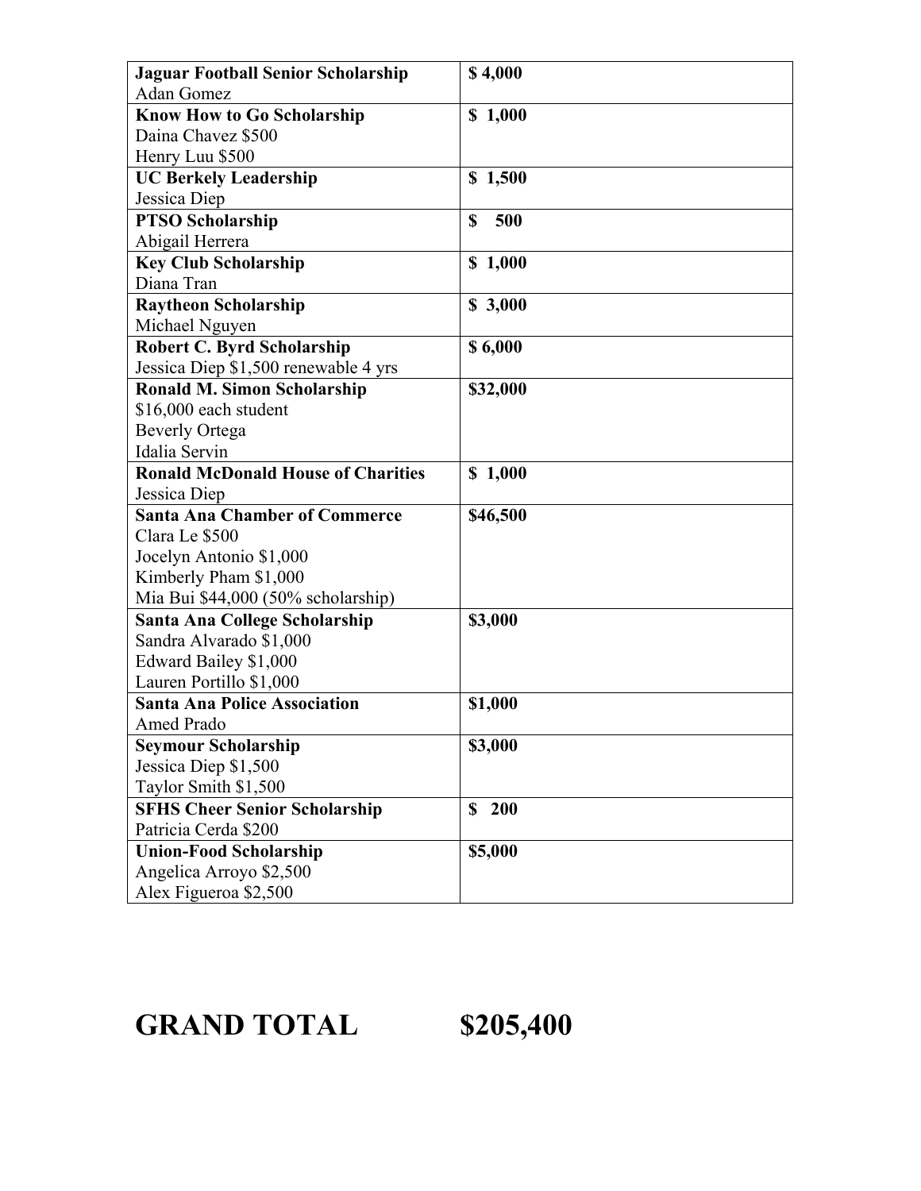| | |
|---|---|
| **Jaguar Football Senior Scholarship**<br>Adan Gomez | **$ 4,000** |
| **Know How to Go Scholarship**<br>Daina Chavez $500<br>Henry Luu $500 | **$ 1,000** |
| **UC Berkely Leadership**<br>Jessica Diep | **$ 1,500** |
| **PTSO Scholarship**<br>Abigail Herrera | **$ 500** |
| **Key Club Scholarship**<br>Diana Tran | **$ 1,000** |
| **Raytheon Scholarship**<br>Michael Nguyen | **$ 3,000** |
| **Robert C. Byrd Scholarship**<br>Jessica Diep $1,500 renewable 4 yrs | **$ 6,000** |
| **Ronald M. Simon Scholarship**<br>$16,000 each student<br>Beverly Ortega<br>Idalia Servin | **$32,000** |
| **Ronald McDonald House of Charities**<br>Jessica Diep | **$ 1,000** |
| **Santa Ana Chamber of Commerce**<br>Clara Le $500<br>Jocelyn Antonio $1,000<br>Kimberly Pham $1,000<br>Mia Bui $44,000 (50% scholarship) | **$46,500** |
| **Santa Ana College Scholarship**<br>Sandra Alvarado $1,000<br>Edward Bailey $1,000<br>Lauren Portillo $1,000 | **$3,000** |
| **Santa Ana Police Association**<br>Amed Prado | **$1,000** |
| **Seymour Scholarship**<br>Jessica Diep $1,500<br>Taylor Smith $1,500 | **$3,000** |
| **SFHS Cheer Senior Scholarship**<br>Patricia Cerda $200 | **$ 200** |
| **Union-Food Scholarship**<br>Angelica Arroyo $2,500<br>Alex Figueroa $2,500 | **$5,000** |

# GRAND TOTAL $205,400